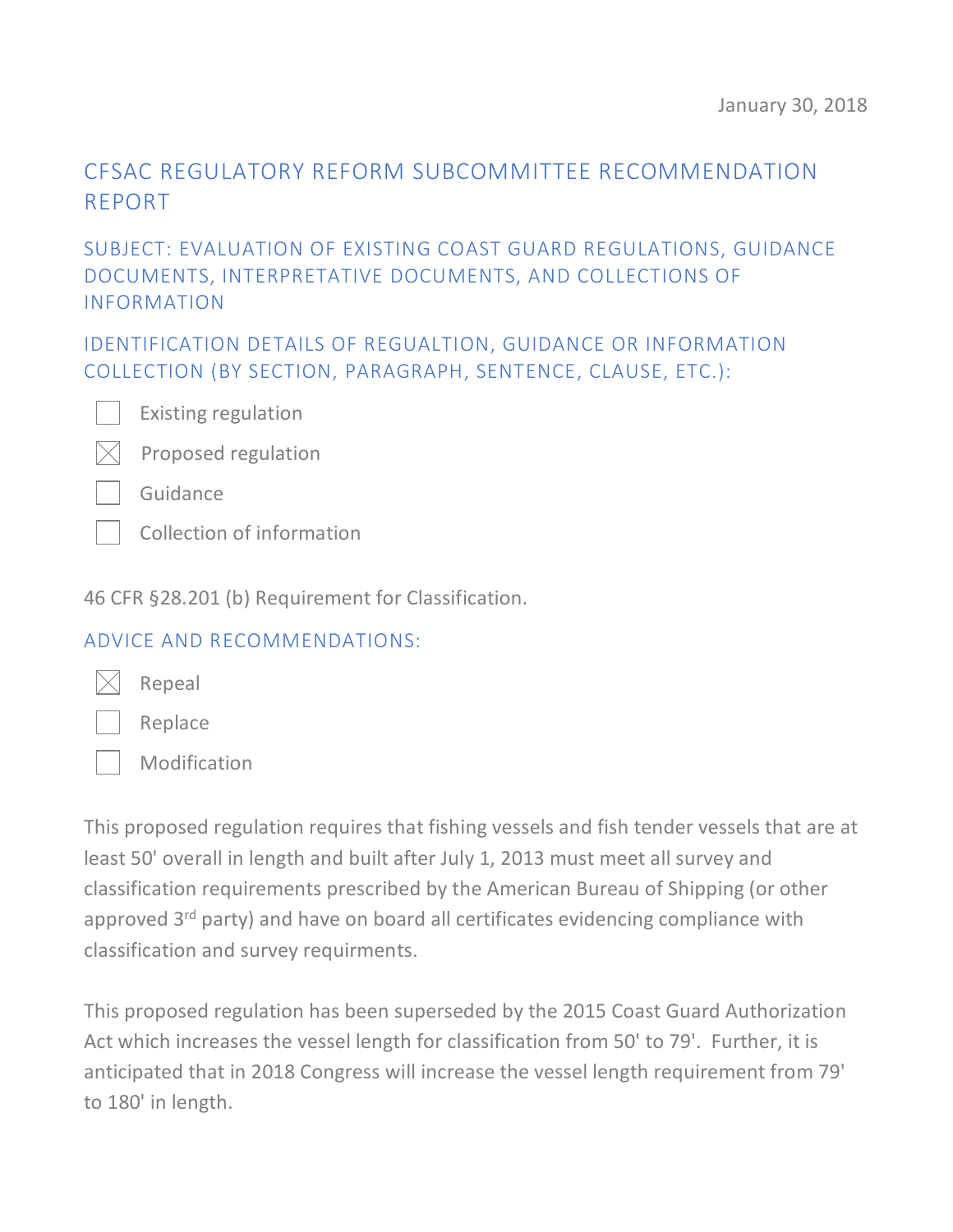January 30, 2018

# CFSAC REGULATORY REFORM SUBCOMMITTEE RECOMMENDATION REPORT

## SUBJECT: EVALUATION OF EXISTING COAST GUARD REGULATIONS, GUIDANCE DOCUMENTS, INTERPRETATIVE DOCUMENTS, AND COLLECTIONS OF INFORMATION

## IDENTIFICATION DETAILS OF REGUALTION, GUIDANCE OR INFORMATION COLLECTION (BY SECTION, PARAGRAPH, SENTENCE, CLAUSE, ETC.):

- [ ] Existing regulation
- [x] Proposed regulation
- [ ] Guidance
- [ ] Collection of information

46 CFR §28.201 (b) Requirement for Classification.

## ADVICE AND RECOMMENDATIONS:

- [x] Repeal
- [ ] Replace
- [ ] Modification

This proposed regulation requires that fishing vessels and fish tender vessels that are at least 50' overall in length and built after July 1, 2013 must meet all survey and classification requirements prescribed by the American Bureau of Shipping (or other approved 3rd party) and have on board all certificates evidencing compliance with classification and survey requirments.

This proposed regulation has been superseded by the 2015 Coast Guard Authorization Act which increases the vessel length for classification from 50' to 79'. Further, it is anticipated that in 2018 Congress will increase the vessel length requirement from 79' to 180' in length.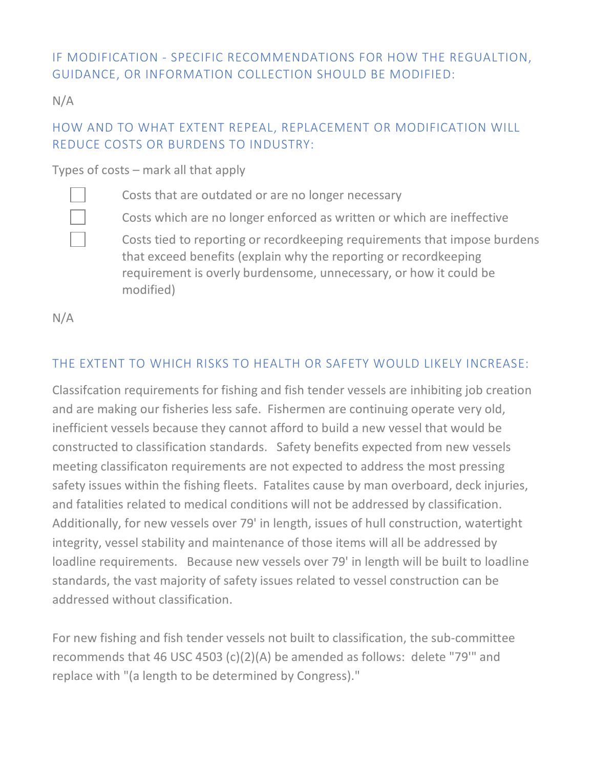## IF MODIFICATION - SPECIFIC RECOMMENDATIONS FOR HOW THE REGUALTION, GUIDANCE, OR INFORMATION COLLECTION SHOULD BE MODIFIED:

N/A

## HOW AND TO WHAT EXTENT REPEAL, REPLACEMENT OR MODIFICATION WILL REDUCE COSTS OR BURDENS TO INDUSTRY:

Types of costs – mark all that apply

- [ ] Costs that are outdated or are no longer necessary
- [ ] Costs which are no longer enforced as written or which are ineffective
- [ ] Costs tied to reporting or recordkeeping requirements that impose burdens that exceed benefits (explain why the reporting or recordkeeping requirement is overly burdensome, unnecessary, or how it could be modified)

N/A

## THE EXTENT TO WHICH RISKS TO HEALTH OR SAFETY WOULD LIKELY INCREASE:

Classifcation requirements for fishing and fish tender vessels are inhibiting job creation and are making our fisheries less safe. Fishermen are continuing operate very old, inefficient vessels because they cannot afford to build a new vessel that would be constructed to classification standards. Safety benefits expected from new vessels meeting classificaton requirements are not expected to address the most pressing safety issues within the fishing fleets. Fatalites cause by man overboard, deck injuries, and fatalities related to medical conditions will not be addressed by classification. Additionally, for new vessels over 79' in length, issues of hull construction, watertight integrity, vessel stability and maintenance of those items will all be addressed by loadline requirements. Because new vessels over 79' in length will be built to loadline standards, the vast majority of safety issues related to vessel construction can be addressed without classification.

For new fishing and fish tender vessels not built to classification, the sub-committee recommends that 46 USC 4503 (c)(2)(A) be amended as follows: delete "79'" and replace with "(a length to be determined by Congress)."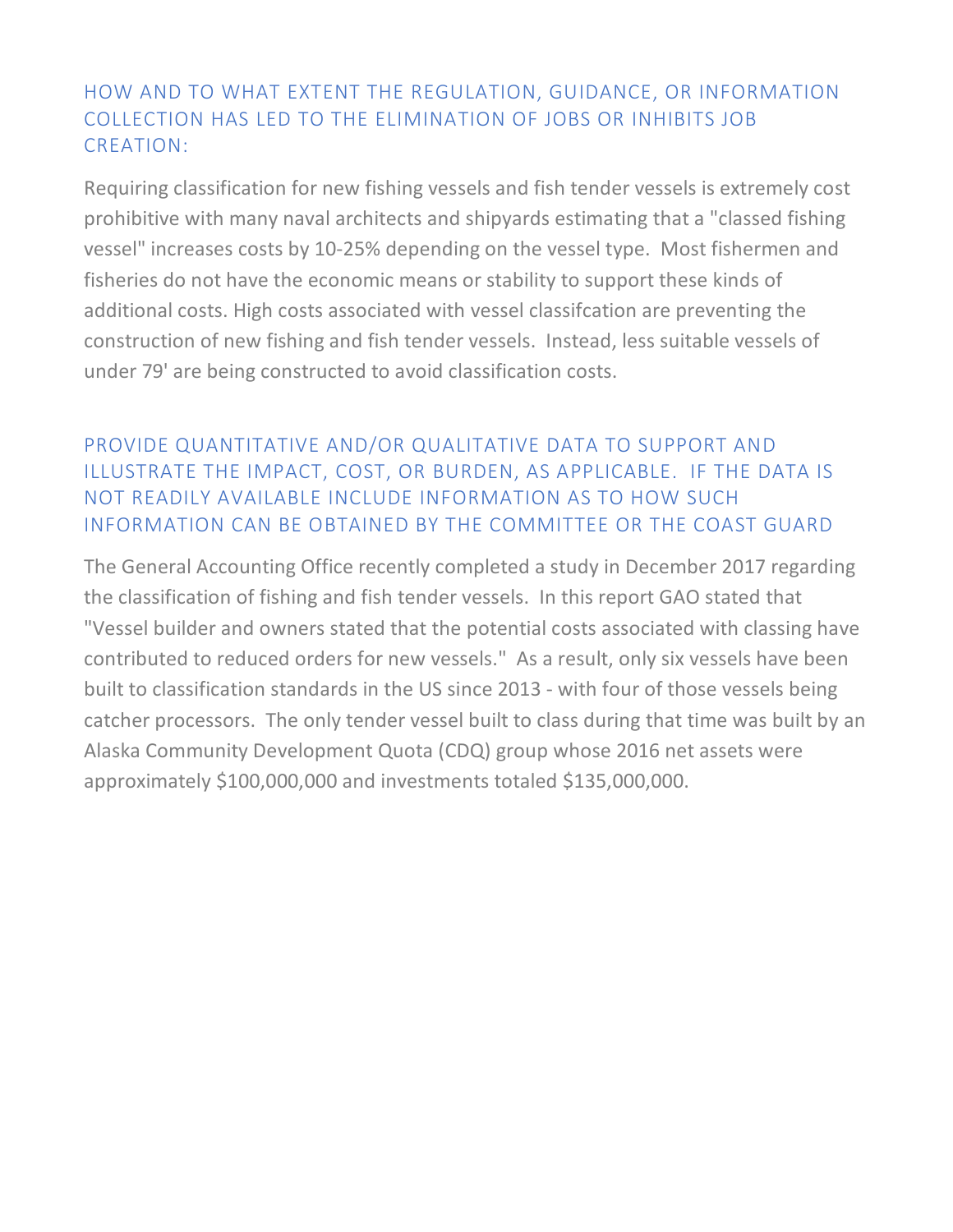## HOW AND TO WHAT EXTENT THE REGULATION, GUIDANCE, OR INFORMATION COLLECTION HAS LED TO THE ELIMINATION OF JOBS OR INHIBITS JOB CREATION:

Requiring classification for new fishing vessels and fish tender vessels is extremely cost prohibitive with many naval architects and shipyards estimating that a "classed fishing vessel" increases costs by 10-25% depending on the vessel type. Most fishermen and fisheries do not have the economic means or stability to support these kinds of additional costs. High costs associated with vessel classifcation are preventing the construction of new fishing and fish tender vessels. Instead, less suitable vessels of under 79' are being constructed to avoid classification costs.

## PROVIDE QUANTITATIVE AND/OR QUALITATIVE DATA TO SUPPORT AND ILLUSTRATE THE IMPACT, COST, OR BURDEN, AS APPLICABLE. IF THE DATA IS NOT READILY AVAILABLE INCLUDE INFORMATION AS TO HOW SUCH INFORMATION CAN BE OBTAINED BY THE COMMITTEE OR THE COAST GUARD

The General Accounting Office recently completed a study in December 2017 regarding the classification of fishing and fish tender vessels. In this report GAO stated that "Vessel builder and owners stated that the potential costs associated with classing have contributed to reduced orders for new vessels." As a result, only six vessels have been built to classification standards in the US since 2013 - with four of those vessels being catcher processors. The only tender vessel built to class during that time was built by an Alaska Community Development Quota (CDQ) group whose 2016 net assets were approximately $100,000,000 and investments totaled $135,000,000.